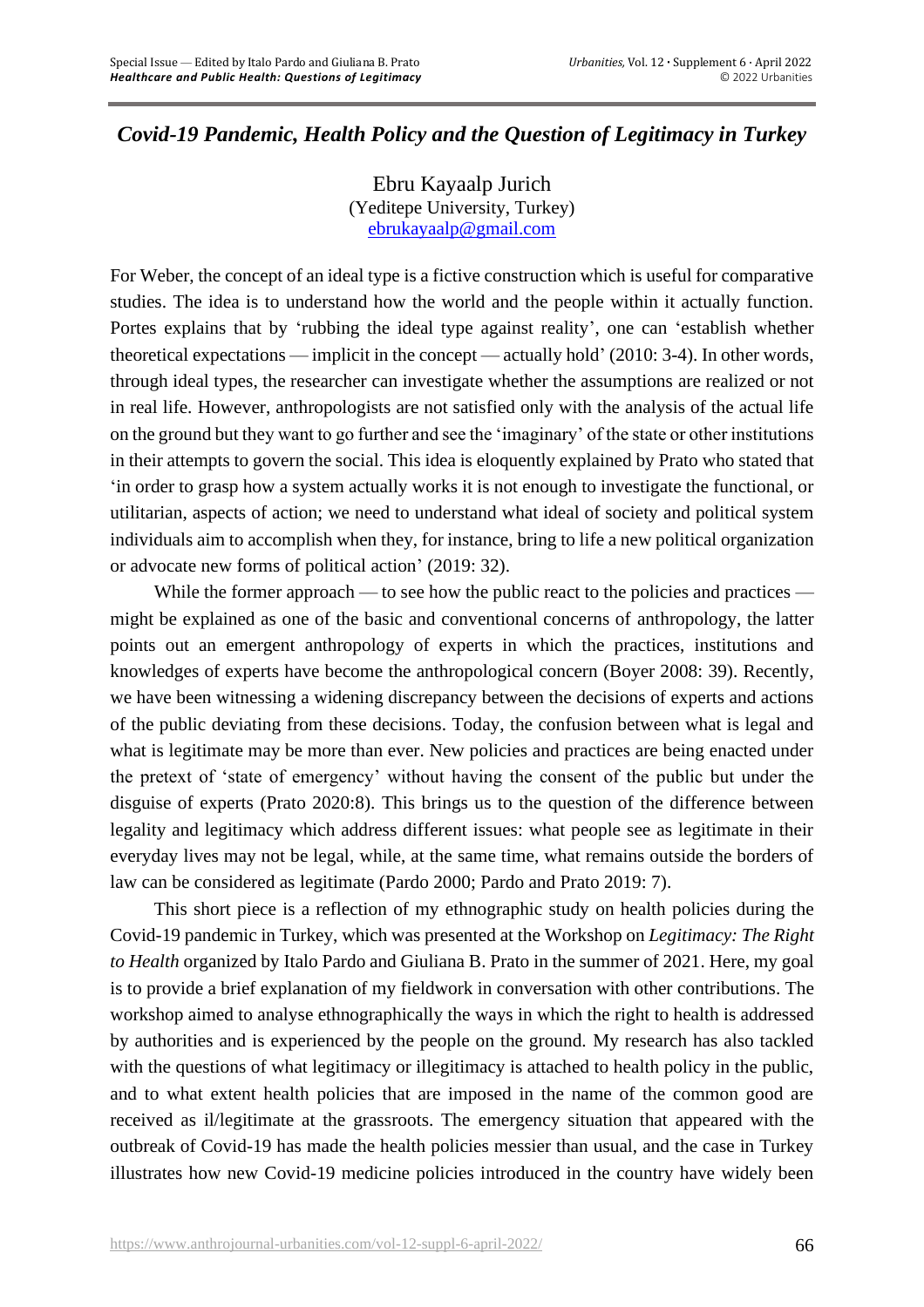# *Covid-19 Pandemic, Health Policy and the Question of Legitimacy in Turkey*

Ebru Kayaalp Jurich  
(Yeditepe University, Turkey)  
ebrukayaalp@gmail.com

For Weber, the concept of an ideal type is a fictive construction which is useful for comparative studies. The idea is to understand how the world and the people within it actually function. Portes explains that by 'rubbing the ideal type against reality', one can 'establish whether theoretical expectations — implicit in the concept — actually hold' (2010: 3-4). In other words, through ideal types, the researcher can investigate whether the assumptions are realized or not in real life. However, anthropologists are not satisfied only with the analysis of the actual life on the ground but they want to go further and see the 'imaginary' of the state or other institutions in their attempts to govern the social. This idea is eloquently explained by Prato who stated that 'in order to grasp how a system actually works it is not enough to investigate the functional, or utilitarian, aspects of action; we need to understand what ideal of society and political system individuals aim to accomplish when they, for instance, bring to life a new political organization or advocate new forms of political action' (2019: 32).

While the former approach — to see how the public react to the policies and practices — might be explained as one of the basic and conventional concerns of anthropology, the latter points out an emergent anthropology of experts in which the practices, institutions and knowledges of experts have become the anthropological concern (Boyer 2008: 39). Recently, we have been witnessing a widening discrepancy between the decisions of experts and actions of the public deviating from these decisions. Today, the confusion between what is legal and what is legitimate may be more than ever. New policies and practices are being enacted under the pretext of 'state of emergency' without having the consent of the public but under the disguise of experts (Prato 2020:8). This brings us to the question of the difference between legality and legitimacy which address different issues: what people see as legitimate in their everyday lives may not be legal, while, at the same time, what remains outside the borders of law can be considered as legitimate (Pardo 2000; Pardo and Prato 2019: 7).

This short piece is a reflection of my ethnographic study on health policies during the Covid-19 pandemic in Turkey, which was presented at the Workshop on *Legitimacy: The Right to Health* organized by Italo Pardo and Giuliana B. Prato in the summer of 2021. Here, my goal is to provide a brief explanation of my fieldwork in conversation with other contributions. The workshop aimed to analyse ethnographically the ways in which the right to health is addressed by authorities and is experienced by the people on the ground. My research has also tackled with the questions of what legitimacy or illegitimacy is attached to health policy in the public, and to what extent health policies that are imposed in the name of the common good are received as il/legitimate at the grassroots. The emergency situation that appeared with the outbreak of Covid-19 has made the health policies messier than usual, and the case in Turkey illustrates how new Covid-19 medicine policies introduced in the country have widely been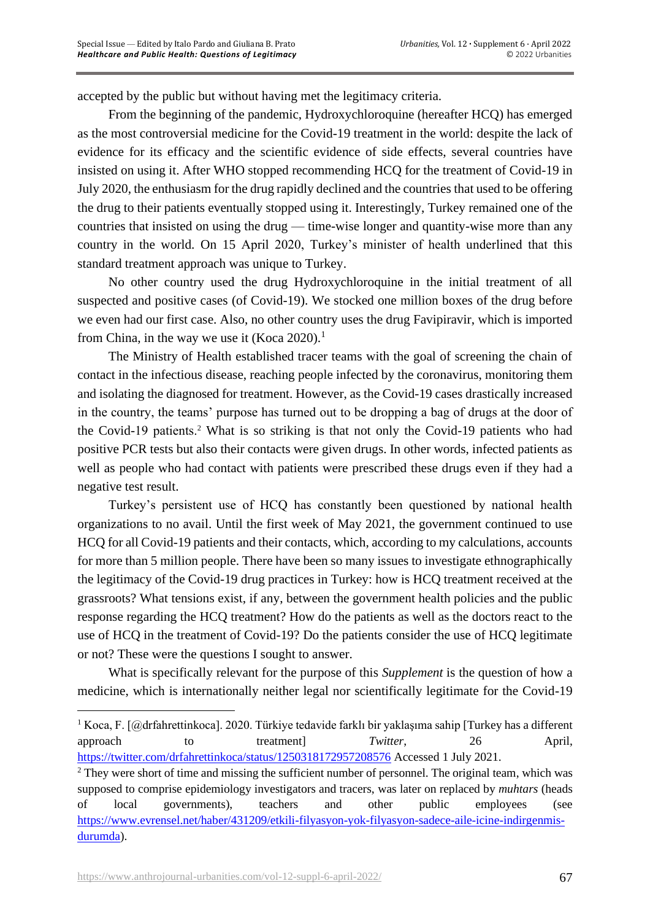accepted by the public but without having met the legitimacy criteria.

From the beginning of the pandemic, Hydroxychloroquine (hereafter HCQ) has emerged as the most controversial medicine for the Covid-19 treatment in the world: despite the lack of evidence for its efficacy and the scientific evidence of side effects, several countries have insisted on using it. After WHO stopped recommending HCQ for the treatment of Covid-19 in July 2020, the enthusiasm for the drug rapidly declined and the countries that used to be offering the drug to their patients eventually stopped using it. Interestingly, Turkey remained one of the countries that insisted on using the drug — time-wise longer and quantity-wise more than any country in the world. On 15 April 2020, Turkey's minister of health underlined that this standard treatment approach was unique to Turkey.

> No other country used the drug Hydroxychloroquine in the initial treatment of all suspected and positive cases (of Covid-19). We stocked one million boxes of the drug before we even had our first case. Also, no other country uses the drug Favipiravir, which is imported from China, in the way we use it (Koca 2020).[1]

The Ministry of Health established tracer teams with the goal of screening the chain of contact in the infectious disease, reaching people infected by the coronavirus, monitoring them and isolating the diagnosed for treatment. However, as the Covid-19 cases drastically increased in the country, the teams' purpose has turned out to be dropping a bag of drugs at the door of the Covid-19 patients.[2] What is so striking is that not only the Covid-19 patients who had positive PCR tests but also their contacts were given drugs. In other words, infected patients as well as people who had contact with patients were prescribed these drugs even if they had a negative test result.

Turkey's persistent use of HCQ has constantly been questioned by national health organizations to no avail. Until the first week of May 2021, the government continued to use HCQ for all Covid-19 patients and their contacts, which, according to my calculations, accounts for more than 5 million people. There have been so many issues to investigate ethnographically the legitimacy of the Covid-19 drug practices in Turkey: how is HCQ treatment received at the grassroots? What tensions exist, if any, between the government health policies and the public response regarding the HCQ treatment? How do the patients as well as the doctors react to the use of HCQ in the treatment of Covid-19? Do the patients consider the use of HCQ legitimate or not? These were the questions I sought to answer.

What is specifically relevant for the purpose of this *Supplement* is the question of how a medicine, which is internationally neither legal nor scientifically legitimate for the Covid-19

---

[1] Koca, F. [@drfahrettinkoca]. 2020. Türkiye tedavide farklı bir yaklaşıma sahip [Turkey has a different approach to treatment] *Twitter*, 26 April, https://twitter.com/drfahrettinkoca/status/1250318172957208576 Accessed 1 July 2021.

[2] They were short of time and missing the sufficient number of personnel. The original team, which was supposed to comprise epidemiology investigators and tracers, was later on replaced by *muhtars* (heads of local governments), teachers and other public employees (see https://www.evrensel.net/haber/431209/etkili-filyasyon-yok-filyasyon-sadece-aile-icine-indirgenmis-durumda).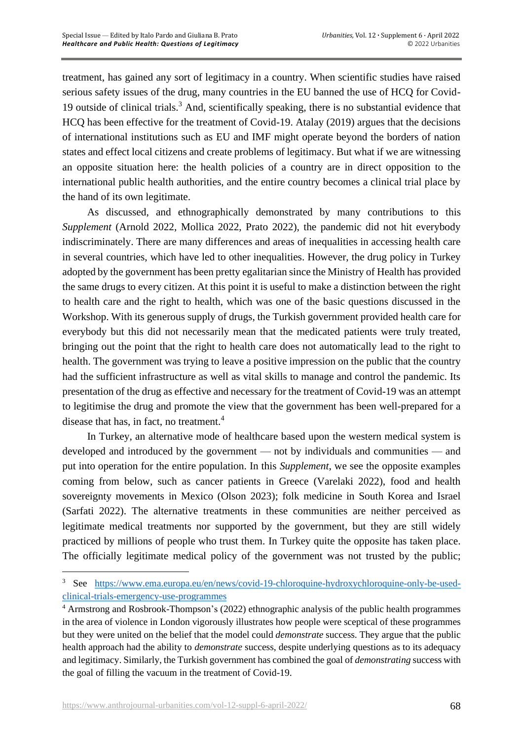treatment, has gained any sort of legitimacy in a country. When scientific studies have raised serious safety issues of the drug, many countries in the EU banned the use of HCQ for Covid-19 outside of clinical trials.[3] And, scientifically speaking, there is no substantial evidence that HCQ has been effective for the treatment of Covid-19. Atalay (2019) argues that the decisions of international institutions such as EU and IMF might operate beyond the borders of nation states and effect local citizens and create problems of legitimacy. But what if we are witnessing an opposite situation here: the health policies of a country are in direct opposition to the international public health authorities, and the entire country becomes a clinical trial place by the hand of its own legitimate.

As discussed, and ethnographically demonstrated by many contributions to this *Supplement* (Arnold 2022, Mollica 2022, Prato 2022), the pandemic did not hit everybody indiscriminately. There are many differences and areas of inequalities in accessing health care in several countries, which have led to other inequalities. However, the drug policy in Turkey adopted by the government has been pretty egalitarian since the Ministry of Health has provided the same drugs to every citizen. At this point it is useful to make a distinction between the right to health care and the right to health, which was one of the basic questions discussed in the Workshop. With its generous supply of drugs, the Turkish government provided health care for everybody but this did not necessarily mean that the medicated patients were truly treated, bringing out the point that the right to health care does not automatically lead to the right to health. The government was trying to leave a positive impression on the public that the country had the sufficient infrastructure as well as vital skills to manage and control the pandemic. Its presentation of the drug as effective and necessary for the treatment of Covid-19 was an attempt to legitimise the drug and promote the view that the government has been well-prepared for a disease that has, in fact, no treatment.[4]

In Turkey, an alternative mode of healthcare based upon the western medical system is developed and introduced by the government — not by individuals and communities — and put into operation for the entire population. In this *Supplement*, we see the opposite examples coming from below, such as cancer patients in Greece (Varelaki 2022), food and health sovereignty movements in Mexico (Olson 2023); folk medicine in South Korea and Israel (Sarfati 2022). The alternative treatments in these communities are neither perceived as legitimate medical treatments nor supported by the government, but they are still widely practiced by millions of people who trust them. In Turkey quite the opposite has taken place. The officially legitimate medical policy of the government was not trusted by the public;

---

[3] See [https://www.ema.europa.eu/en/news/covid-19-chloroquine-hydroxychloroquine-only-be-used-clinical-trials-emergency-use-programmes](https://www.ema.europa.eu/en/news/covid-19-chloroquine-hydroxychloroquine-only-be-used-clinical-trials-emergency-use-programmes)

[4] Armstrong and Rosbrook-Thompson's (2022) ethnographic analysis of the public health programmes in the area of violence in London vigorously illustrates how people were sceptical of these programmes but they were united on the belief that the model could *demonstrate* success. They argue that the public health approach had the ability to *demonstrate* success, despite underlying questions as to its adequacy and legitimacy. Similarly, the Turkish government has combined the goal of *demonstrating* success with the goal of filling the vacuum in the treatment of Covid-19.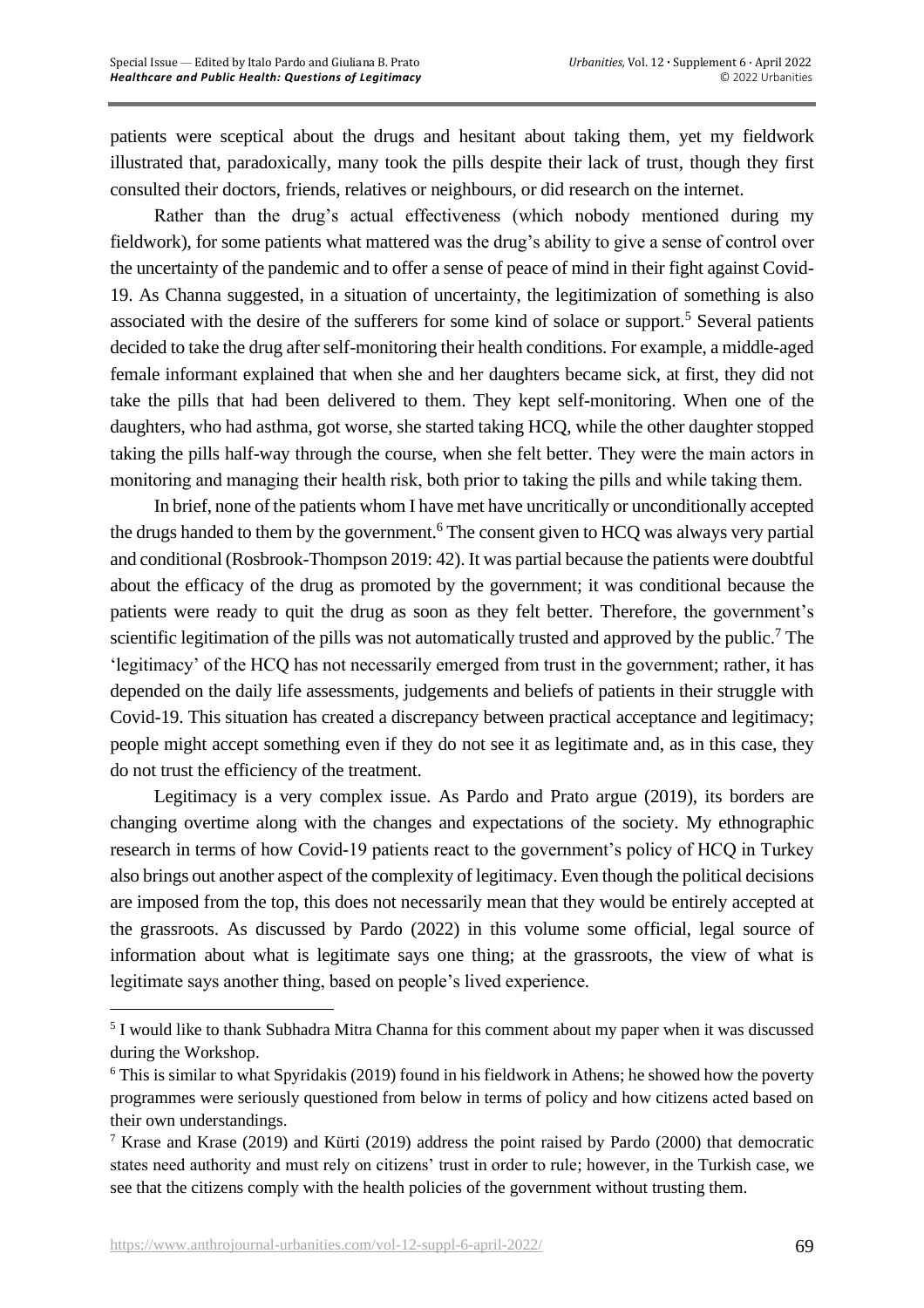patients were sceptical about the drugs and hesitant about taking them, yet my fieldwork illustrated that, paradoxically, many took the pills despite their lack of trust, though they first consulted their doctors, friends, relatives or neighbours, or did research on the internet.

Rather than the drug's actual effectiveness (which nobody mentioned during my fieldwork), for some patients what mattered was the drug's ability to give a sense of control over the uncertainty of the pandemic and to offer a sense of peace of mind in their fight against Covid-19. As Channa suggested, in a situation of uncertainty, the legitimization of something is also associated with the desire of the sufferers for some kind of solace or support.[5] Several patients decided to take the drug after self-monitoring their health conditions. For example, a middle-aged female informant explained that when she and her daughters became sick, at first, they did not take the pills that had been delivered to them. They kept self-monitoring. When one of the daughters, who had asthma, got worse, she started taking HCQ, while the other daughter stopped taking the pills half-way through the course, when she felt better. They were the main actors in monitoring and managing their health risk, both prior to taking the pills and while taking them.

In brief, none of the patients whom I have met have uncritically or unconditionally accepted the drugs handed to them by the government.[6] The consent given to HCQ was always very partial and conditional (Rosbrook-Thompson 2019: 42). It was partial because the patients were doubtful about the efficacy of the drug as promoted by the government; it was conditional because the patients were ready to quit the drug as soon as they felt better. Therefore, the government's scientific legitimation of the pills was not automatically trusted and approved by the public.[7] The 'legitimacy' of the HCQ has not necessarily emerged from trust in the government; rather, it has depended on the daily life assessments, judgements and beliefs of patients in their struggle with Covid-19. This situation has created a discrepancy between practical acceptance and legitimacy; people might accept something even if they do not see it as legitimate and, as in this case, they do not trust the efficiency of the treatment.

Legitimacy is a very complex issue. As Pardo and Prato argue (2019), its borders are changing overtime along with the changes and expectations of the society. My ethnographic research in terms of how Covid-19 patients react to the government's policy of HCQ in Turkey also brings out another aspect of the complexity of legitimacy. Even though the political decisions are imposed from the top, this does not necessarily mean that they would be entirely accepted at the grassroots. As discussed by Pardo (2022) in this volume some official, legal source of information about what is legitimate says one thing; at the grassroots, the view of what is legitimate says another thing, based on people's lived experience.

---

[5] I would like to thank Subhadra Mitra Channa for this comment about my paper when it was discussed during the Workshop.

[6] This is similar to what Spyridakis (2019) found in his fieldwork in Athens; he showed how the poverty programmes were seriously questioned from below in terms of policy and how citizens acted based on their own understandings.

[7] Krase and Krase (2019) and Kürti (2019) address the point raised by Pardo (2000) that democratic states need authority and must rely on citizens' trust in order to rule; however, in the Turkish case, we see that the citizens comply with the health policies of the government without trusting them.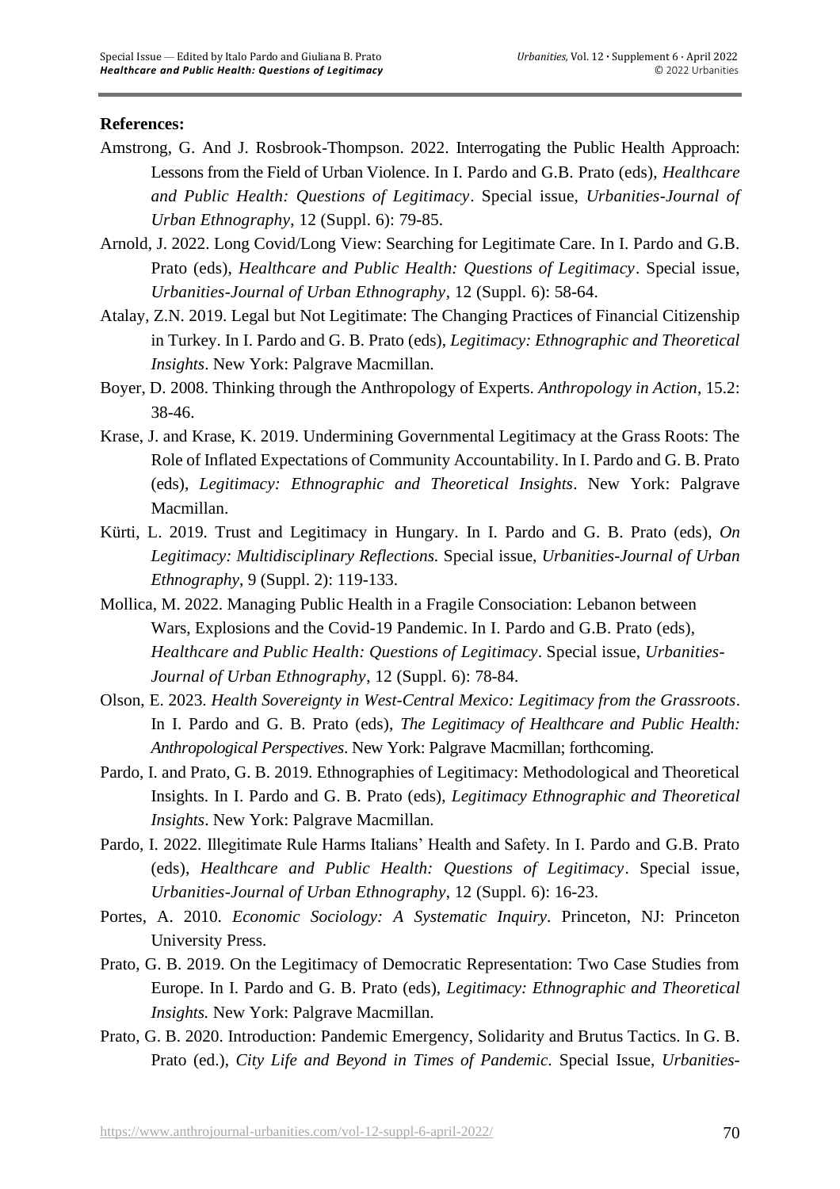**References:**

Amstrong, G. And J. Rosbrook-Thompson. 2022. Interrogating the Public Health Approach: Lessons from the Field of Urban Violence. In I. Pardo and G.B. Prato (eds), *Healthcare and Public Health: Questions of Legitimacy*. Special issue, *Urbanities-Journal of Urban Ethnography*, 12 (Suppl. 6): 79-85.

Arnold, J. 2022. Long Covid/Long View: Searching for Legitimate Care. In I. Pardo and G.B. Prato (eds), *Healthcare and Public Health: Questions of Legitimacy*. Special issue, *Urbanities-Journal of Urban Ethnography*, 12 (Suppl. 6): 58-64.

Atalay, Z.N. 2019. Legal but Not Legitimate: The Changing Practices of Financial Citizenship in Turkey. In I. Pardo and G. B. Prato (eds), *Legitimacy: Ethnographic and Theoretical Insights*. New York: Palgrave Macmillan.

Boyer, D. 2008. Thinking through the Anthropology of Experts. *Anthropology in Action*, 15.2: 38-46.

Krase, J. and Krase, K. 2019. Undermining Governmental Legitimacy at the Grass Roots: The Role of Inflated Expectations of Community Accountability. In I. Pardo and G. B. Prato (eds), *Legitimacy: Ethnographic and Theoretical Insights*. New York: Palgrave Macmillan.

Kürti, L. 2019. Trust and Legitimacy in Hungary. In I. Pardo and G. B. Prato (eds), *On Legitimacy: Multidisciplinary Reflections.* Special issue, *Urbanities-Journal of Urban Ethnography*, 9 (Suppl. 2): 119-133.

Mollica, M. 2022. Managing Public Health in a Fragile Consociation: Lebanon between Wars, Explosions and the Covid-19 Pandemic. In I. Pardo and G.B. Prato (eds), *Healthcare and Public Health: Questions of Legitimacy*. Special issue, *Urbanities-Journal of Urban Ethnography*, 12 (Suppl. 6): 78-84.

Olson, E. 2023. *Health Sovereignty in West-Central Mexico: Legitimacy from the Grassroots*. In I. Pardo and G. B. Prato (eds), *The Legitimacy of Healthcare and Public Health: Anthropological Perspectives*. New York: Palgrave Macmillan; forthcoming.

Pardo, I. and Prato, G. B. 2019. Ethnographies of Legitimacy: Methodological and Theoretical Insights. In I. Pardo and G. B. Prato (eds), *Legitimacy Ethnographic and Theoretical Insights*. New York: Palgrave Macmillan.

Pardo, I. 2022. Illegitimate Rule Harms Italians' Health and Safety. In I. Pardo and G.B. Prato (eds), *Healthcare and Public Health: Questions of Legitimacy*. Special issue, *Urbanities-Journal of Urban Ethnography*, 12 (Suppl. 6): 16-23.

Portes, A. 2010. *Economic Sociology: A Systematic Inquiry*. Princeton, NJ: Princeton University Press.

Prato, G. B. 2019. On the Legitimacy of Democratic Representation: Two Case Studies from Europe. In I. Pardo and G. B. Prato (eds), *Legitimacy: Ethnographic and Theoretical Insights.* New York: Palgrave Macmillan.

Prato, G. B. 2020. Introduction: Pandemic Emergency, Solidarity and Brutus Tactics. In G. B. Prato (ed.), *City Life and Beyond in Times of Pandemic*. Special Issue, *Urbanities-*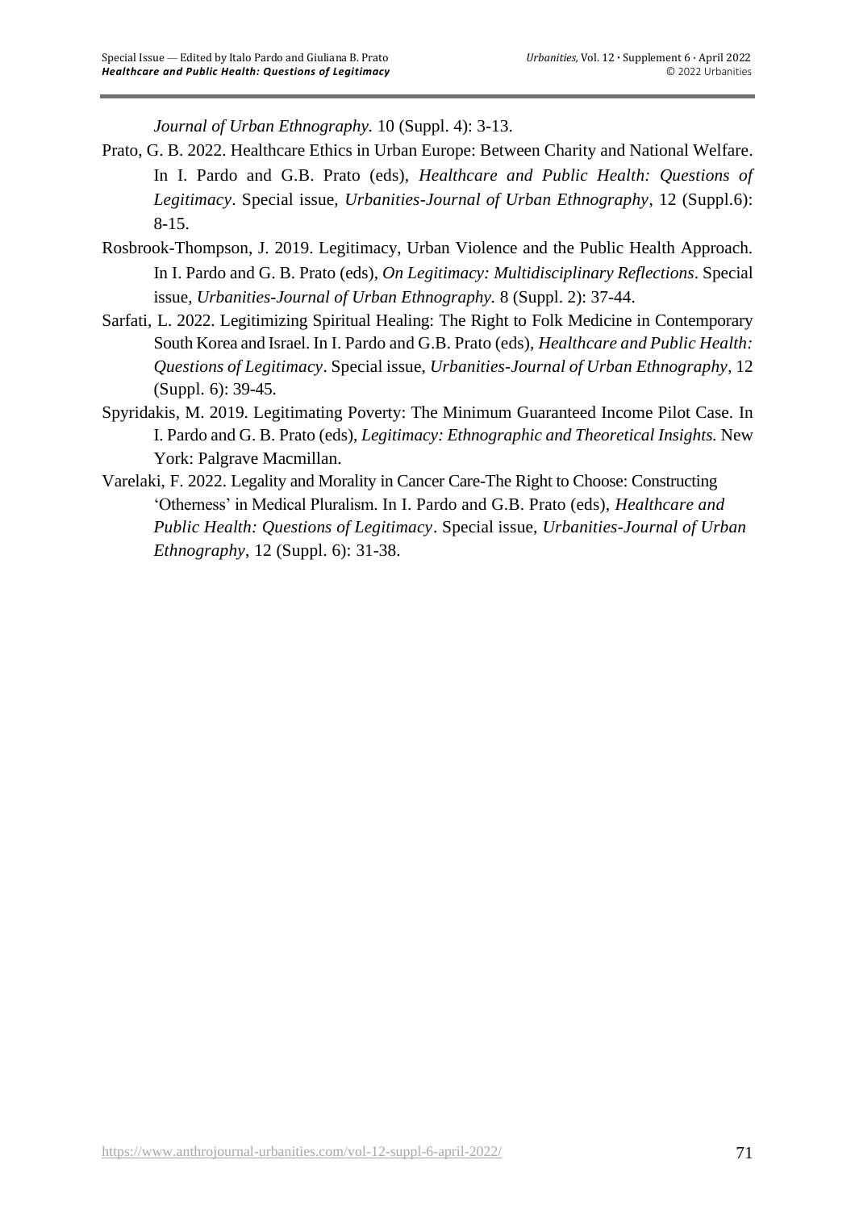*Journal of Urban Ethnography.* 10 (Suppl. 4): 3-13.

Prato, G. B. 2022. Healthcare Ethics in Urban Europe: Between Charity and National Welfare. In I. Pardo and G.B. Prato (eds), *Healthcare and Public Health: Questions of Legitimacy*. Special issue, *Urbanities-Journal of Urban Ethnography*, 12 (Suppl.6): 8-15.

Rosbrook-Thompson, J. 2019. Legitimacy, Urban Violence and the Public Health Approach. In I. Pardo and G. B. Prato (eds), *On Legitimacy: Multidisciplinary Reflections*. Special issue, *Urbanities-Journal of Urban Ethnography.* 8 (Suppl. 2): 37-44.

Sarfati, L. 2022. Legitimizing Spiritual Healing: The Right to Folk Medicine in Contemporary South Korea and Israel. In I. Pardo and G.B. Prato (eds), *Healthcare and Public Health: Questions of Legitimacy*. Special issue, *Urbanities-Journal of Urban Ethnography*, 12 (Suppl. 6): 39-45.

Spyridakis, M. 2019. Legitimating Poverty: The Minimum Guaranteed Income Pilot Case. In I. Pardo and G. B. Prato (eds), *Legitimacy: Ethnographic and Theoretical Insights.* New York: Palgrave Macmillan.

Varelaki, F. 2022. Legality and Morality in Cancer Care-The Right to Choose: Constructing 'Otherness' in Medical Pluralism. In I. Pardo and G.B. Prato (eds), *Healthcare and Public Health: Questions of Legitimacy*. Special issue, *Urbanities-Journal of Urban Ethnography*, 12 (Suppl. 6): 31-38.